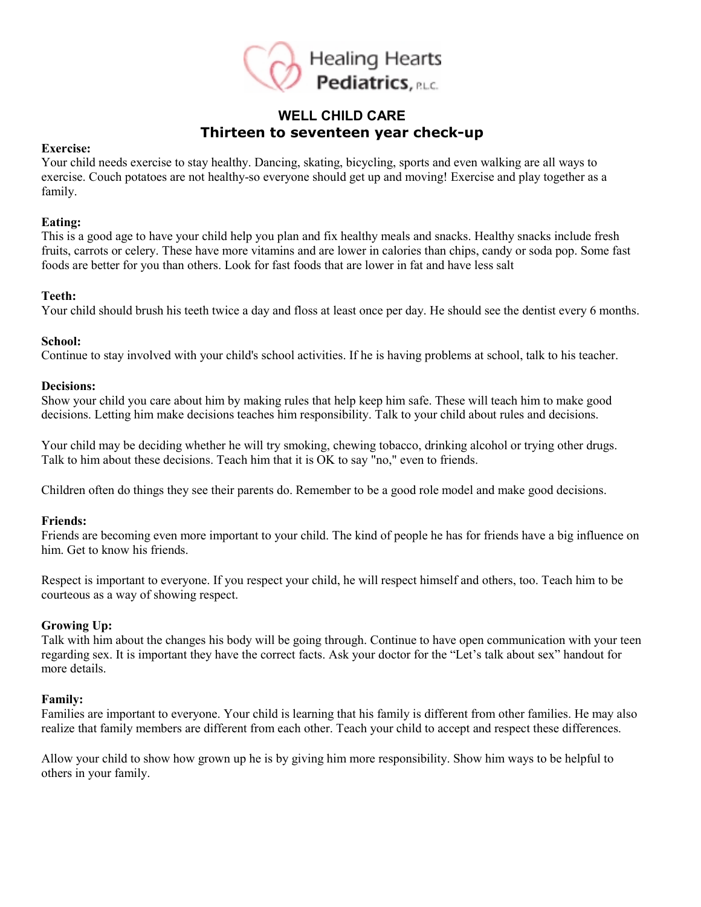Healing Hearts Pediatrics, P.L.C.

# WELL CHILD CARE

## Thirteen to seventeen year check-up

**Exercise:**
Your child needs exercise to stay healthy. Dancing, skating, bicycling, sports and even walking are all ways to exercise. Couch potatoes are not healthy-so everyone should get up and moving! Exercise and play together as a family.

**Eating:**
This is a good age to have your child help you plan and fix healthy meals and snacks. Healthy snacks include fresh fruits, carrots or celery. These have more vitamins and are lower in calories than chips, candy or soda pop. Some fast foods are better for you than others. Look for fast foods that are lower in fat and have less salt

**Teeth:**
Your child should brush his teeth twice a day and floss at least once per day. He should see the dentist every 6 months.

**School:**
Continue to stay involved with your child's school activities. If he is having problems at school, talk to his teacher.

**Decisions:**
Show your child you care about him by making rules that help keep him safe. These will teach him to make good decisions. Letting him make decisions teaches him responsibility. Talk to your child about rules and decisions.

Your child may be deciding whether he will try smoking, chewing tobacco, drinking alcohol or trying other drugs. Talk to him about these decisions. Teach him that it is OK to say "no," even to friends.

Children often do things they see their parents do. Remember to be a good role model and make good decisions.

**Friends:**
Friends are becoming even more important to your child. The kind of people he has for friends have a big influence on him. Get to know his friends.

Respect is important to everyone. If you respect your child, he will respect himself and others, too. Teach him to be courteous as a way of showing respect.

**Growing Up:**
Talk with him about the changes his body will be going through. Continue to have open communication with your teen regarding sex. It is important they have the correct facts. Ask your doctor for the "Let's talk about sex" handout for more details.

**Family:**
Families are important to everyone. Your child is learning that his family is different from other families. He may also realize that family members are different from each other. Teach your child to accept and respect these differences.

Allow your child to show how grown up he is by giving him more responsibility. Show him ways to be helpful to others in your family.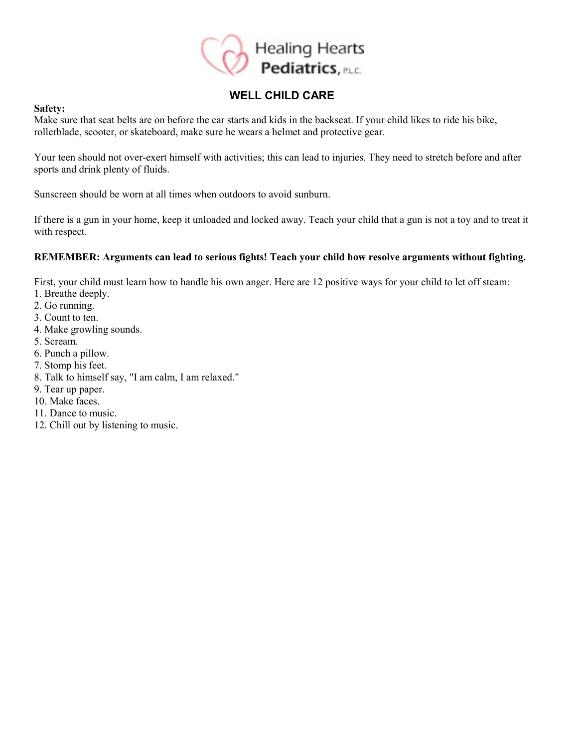Healing Hearts Pediatrics, P.L.C.

# WELL CHILD CARE

**Safety:**

Make sure that seat belts are on before the car starts and kids in the backseat. If your child likes to ride his bike, rollerblade, scooter, or skateboard, make sure he wears a helmet and protective gear.

Your teen should not over-exert himself with activities; this can lead to injuries. They need to stretch before and after sports and drink plenty of fluids.

Sunscreen should be worn at all times when outdoors to avoid sunburn.

If there is a gun in your home, keep it unloaded and locked away. Teach your child that a gun is not a toy and to treat it with respect.

**REMEMBER: Arguments can lead to serious fights! Teach your child how resolve arguments without fighting.**

First, your child must learn how to handle his own anger. Here are 12 positive ways for your child to let off steam:

1. Breathe deeply.
2. Go running.
3. Count to ten.
4. Make growling sounds.
5. Scream.
6. Punch a pillow.
7. Stomp his feet.
8. Talk to himself say, "I am calm, I am relaxed."
9. Tear up paper.
10. Make faces.
11. Dance to music.
12. Chill out by listening to music.